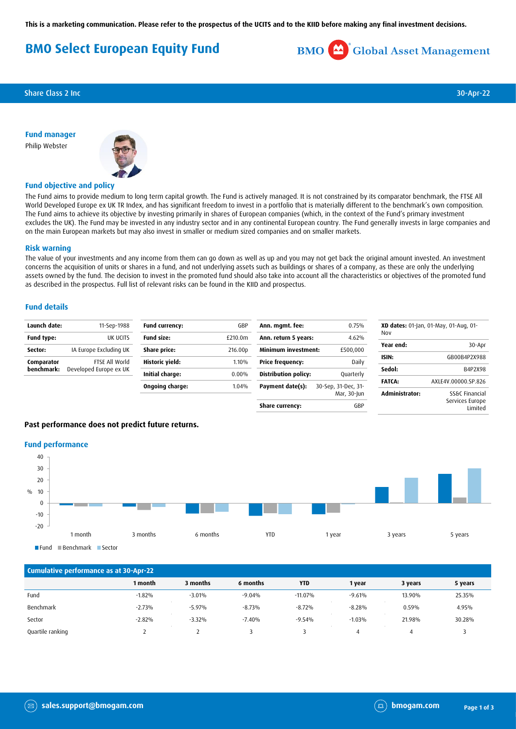This is a marketing communication. Please refer to the prospectus of the UCITS and to the KIID before making any final investment decisions.

# BMO Select European Equity Fund

BMO Global Asset Management

Share Class 2 Inc — 30-Apr-22

## Fund manager

Philip Webster

## Fund objective and policy

The Fund aims to provide medium to long term capital growth. The Fund is actively managed. It is not constrained by its comparator benchmark, the FTSE All World Developed Europe ex UK TR Index, and has significant freedom to invest in a portfolio that is materially different to the benchmark's own composition. The Fund aims to achieve its objective by investing primarily in shares of European companies (which, in the context of the Fund's primary investment excludes the UK). The Fund may be invested in any industry sector and in any continental European country. The Fund generally invests in large companies and on the main European markets but may also invest in smaller or medium sized companies and on smaller markets.

## Risk warning

The value of your investments and any income from them can go down as well as up and you may not get back the original amount invested. An investment concerns the acquisition of units or shares in a fund, and not underlying assets such as buildings or shares of a company, as these are only the underlying assets owned by the fund. The decision to invest in the promoted fund should also take into account all the characteristics or objectives of the promoted fund as described in the prospectus. Full list of relevant risks can be found in the KIID and prospectus.

## Fund details

| | |
|---|---|
| **Launch date:** | 11-Sep-1988 |
| **Fund type:** | UK UCITS |
| **Sector:** | IA Europe Excluding UK |
| **Comparator benchmark:** | FTSE All World Developed Europe ex UK |

| | |
|---|---|
| **Fund currency:** | GBP |
| **Fund size:** | £210.0m |
| **Share price:** | 216.00p |
| **Historic yield:** | 1.10% |
| **Initial charge:** | 0.00% |
| **Ongoing charge:** | 1.04% |

| | |
|---|---|
| **Ann. mgmt. fee:** | 0.75% |
| **Ann. return 5 years:** | 4.62% |
| **Minimum investment:** | £500,000 |
| **Price frequency:** | Daily |
| **Distribution policy:** | Quarterly |
| **Payment date(s):** | 30-Sep, 31-Dec, 31-Mar, 30-Jun |
| **Share currency:** | GBP |

| | |
|---|---|
| **XD dates:** | 01-Jan, 01-May, 01-Aug, 01-Nov |
| **Year end:** | 30-Apr |
| **ISIN:** | GB00B4P2X988 |
| **Sedol:** | B4P2X98 |
| **FATCA:** | AXLE4V.00000.SP.826 |
| **Administrator:** | SS&C Financial Services Europe Limited |

**Past performance does not predict future returns.**

## Fund performance

■ Fund ■ Benchmark ■ Sector

### Cumulative performance as at 30-Apr-22

| | 1 month | 3 months | 6 months | YTD | 1 year | 3 years | 5 years |
|---|---|---|---|---|---|---|---|
| Fund | -1.82% | -3.01% | -9.04% | -11.07% | -9.61% | 13.90% | 25.35% |
| Benchmark | -2.73% | -5.97% | -8.73% | -8.72% | -8.28% | 0.59% | 4.95% |
| Sector | -2.82% | -3.32% | -7.40% | -9.54% | -1.03% | 21.98% | 30.28% |
| Quartile ranking | 2 | 2 | 3 | 3 | 4 | 4 | 3 |

sales.support@bmogam.com

bmogam.com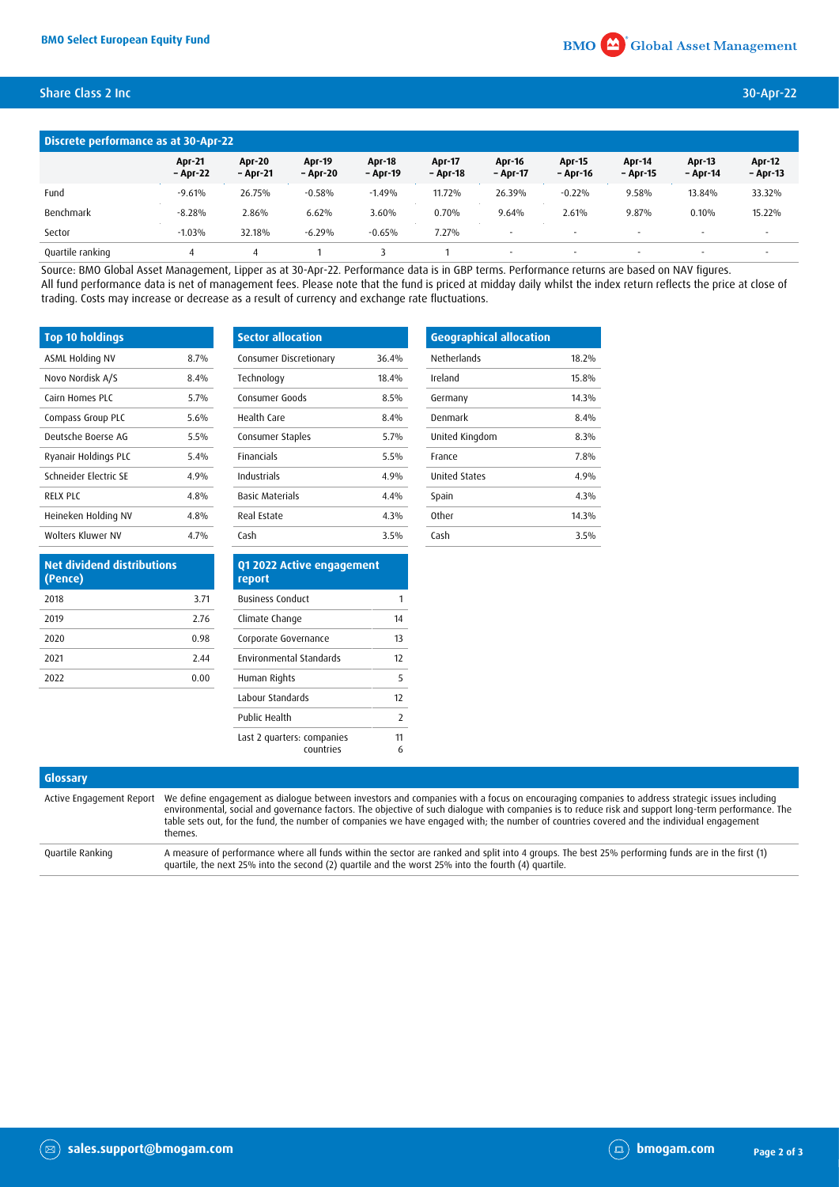## Discrete performance as at 30-Apr-22

| | Apr-21 – Apr-22 | Apr-20 – Apr-21 | Apr-19 – Apr-20 | Apr-18 – Apr-19 | Apr-17 – Apr-18 | Apr-16 – Apr-17 | Apr-15 – Apr-16 | Apr-14 – Apr-15 | Apr-13 – Apr-14 | Apr-12 – Apr-13 |
|---|---|---|---|---|---|---|---|---|---|---|
| Fund | -9.61% | 26.75% | -0.58% | -1.49% | 11.72% | 26.39% | -0.22% | 9.58% | 13.84% | 33.32% |
| Benchmark | -8.28% | 2.86% | 6.62% | 3.60% | 0.70% | 9.64% | 2.61% | 9.87% | 0.10% | 15.22% |
| Sector | -1.03% | 32.18% | -6.29% | -0.65% | 7.27% | - | - | - | - | - |
| Quartile ranking | 4 | 4 | 1 | 3 | 1 | - | - | - | - | - |

Source: BMO Global Asset Management, Lipper as at 30-Apr-22. Performance data is in GBP terms. Performance returns are based on NAV figures.
All fund performance data is net of management fees. Please note that the fund is priced at midday daily whilst the index return reflects the price at close of trading. Costs may increase or decrease as a result of currency and exchange rate fluctuations.

## Top 10 holdings

| Top 10 holdings | |
|---|---|
| ASML Holding NV | 8.7% |
| Novo Nordisk A/S | 8.4% |
| Cairn Homes PLC | 5.7% |
| Compass Group PLC | 5.6% |
| Deutsche Boerse AG | 5.5% |
| Ryanair Holdings PLC | 5.4% |
| Schneider Electric SE | 4.9% |
| RELX PLC | 4.8% |
| Heineken Holding NV | 4.8% |
| Wolters Kluwer NV | 4.7% |

## Sector allocation

| Sector allocation | |
|---|---|
| Consumer Discretionary | 36.4% |
| Technology | 18.4% |
| Consumer Goods | 8.5% |
| Health Care | 8.4% |
| Consumer Staples | 5.7% |
| Financials | 5.5% |
| Industrials | 4.9% |
| Basic Materials | 4.4% |
| Real Estate | 4.3% |
| Cash | 3.5% |

## Geographical allocation

| Geographical allocation | |
|---|---|
| Netherlands | 18.2% |
| Ireland | 15.8% |
| Germany | 14.3% |
| Denmark | 8.4% |
| United Kingdom | 8.3% |
| France | 7.8% |
| United States | 4.9% |
| Spain | 4.3% |
| Other | 14.3% |
| Cash | 3.5% |

## Net dividend distributions (Pence)

| Net dividend distributions (Pence) | |
|---|---|
| 2018 | 3.71 |
| 2019 | 2.76 |
| 2020 | 0.98 |
| 2021 | 2.44 |
| 2022 | 0.00 |

## Q1 2022 Active engagement report

| Q1 2022 Active engagement report | |
|---|---|
| Business Conduct | 1 |
| Climate Change | 14 |
| Corporate Governance | 13 |
| Environmental Standards | 12 |
| Human Rights | 5 |
| Labour Standards | 12 |
| Public Health | 2 |
| Last 2 quarters: companies | 11 |
| countries | 6 |

## Glossary

| | |
|---|---|
| Active Engagement Report | We define engagement as dialogue between investors and companies with a focus on encouraging companies to address strategic issues including environmental, social and governance factors. The objective of such dialogue with companies is to reduce risk and support long-term performance. The table sets out, for the fund, the number of companies we have engaged with; the number of countries covered and the individual engagement themes. |
| Quartile Ranking | A measure of performance where all funds within the sector are ranked and split into 4 groups. The best 25% performing funds are in the first (1) quartile, the next 25% into the second (2) quartile and the worst 25% into the fourth (4) quartile. |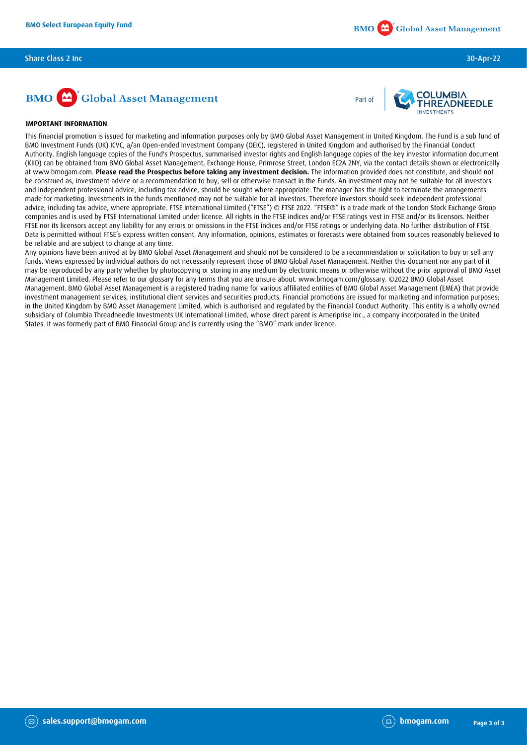## IMPORTANT INFORMATION

This financial promotion is issued for marketing and information purposes only by BMO Global Asset Management in United Kingdom. The Fund is a sub fund of BMO Investment Funds (UK) ICVC, a/an Open-ended Investment Company (OEIC), registered in United Kingdom and authorised by the Financial Conduct Authority. English language copies of the Fund's Prospectus, summarised investor rights and English language copies of the key investor information document (KIID) can be obtained from BMO Global Asset Management, Exchange House, Primrose Street, London EC2A 2NY, via the contact details shown or electronically at www.bmogam.com. **Please read the Prospectus before taking any investment decision.** The information provided does not constitute, and should not be construed as, investment advice or a recommendation to buy, sell or otherwise transact in the Funds. An investment may not be suitable for all investors and independent professional advice, including tax advice, should be sought where appropriate. The manager has the right to terminate the arrangements made for marketing. Investments in the funds mentioned may not be suitable for all investors. Therefore investors should seek independent professional advice, including tax advice, where appropriate. FTSE International Limited ("FTSE") © FTSE 2022. "FTSE®" is a trade mark of the London Stock Exchange Group companies and is used by FTSE International Limited under licence. All rights in the FTSE indices and/or FTSE ratings vest in FTSE and/or its licensors. Neither FTSE nor its licensors accept any liability for any errors or omissions in the FTSE indices and/or FTSE ratings or underlying data. No further distribution of FTSE Data is permitted without FTSE's express written consent. Any information, opinions, estimates or forecasts were obtained from sources reasonably believed to be reliable and are subject to change at any time.

Any opinions have been arrived at by BMO Global Asset Management and should not be considered to be a recommendation or solicitation to buy or sell any funds. Views expressed by individual authors do not necessarily represent those of BMO Global Asset Management. Neither this document nor any part of it may be reproduced by any party whether by photocopying or storing in any medium by electronic means or otherwise without the prior approval of BMO Asset Management Limited. Please refer to our glossary for any terms that you are unsure about. www.bmogam.com/glossary. ©2022 BMO Global Asset Management. BMO Global Asset Management is a registered trading name for various affiliated entities of BMO Global Asset Management (EMEA) that provide investment management services, institutional client services and securities products. Financial promotions are issued for marketing and information purposes; in the United Kingdom by BMO Asset Management Limited, which is authorised and regulated by the Financial Conduct Authority. This entity is a wholly owned subsidiary of Columbia Threadneedle Investments UK International Limited, whose direct parent is Ameriprise Inc., a company incorporated in the United States. It was formerly part of BMO Financial Group and is currently using the "BMO" mark under licence.